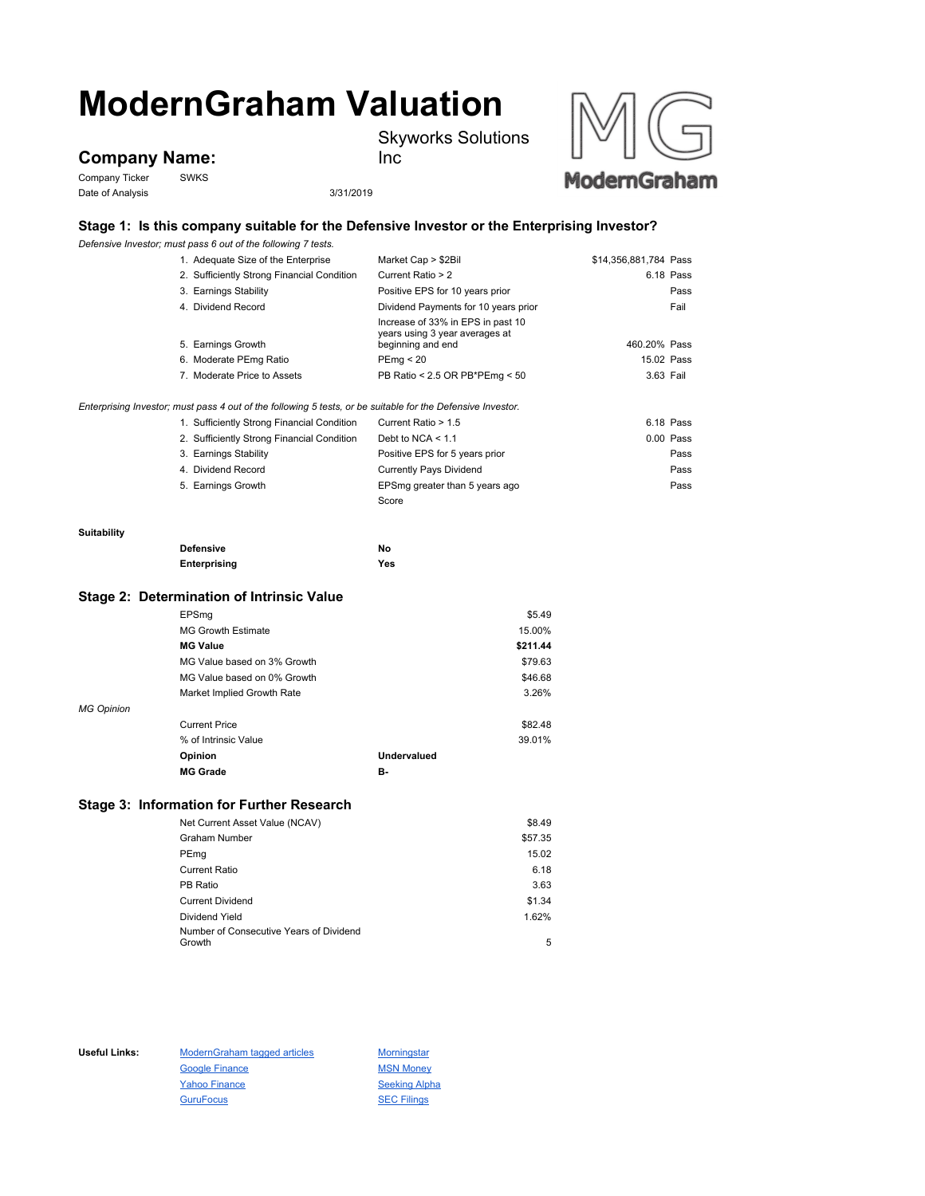# ModernGraham Valuation

## Company Name:

Skyworks Solutions Inc

| | |
|---|---|
| Company Ticker | SWKS |
| Date of Analysis | 3/31/2019 |

## Stage 1: Is this company suitable for the Defensive Investor or the Enterprising Investor?

*Defensive Investor; must pass 6 out of the following 7 tests.*

| Test | Criteria | Value | Result |
|---|---|---|---|
| 1. Adequate Size of the Enterprise | Market Cap > $2Bil | $14,356,881,784 | Pass |
| 2. Sufficiently Strong Financial Condition | Current Ratio > 2 | 6.18 | Pass |
| 3. Earnings Stability | Positive EPS for 10 years prior | | Pass |
| 4. Dividend Record | Dividend Payments for 10 years prior | | Fail |
| 5. Earnings Growth | Increase of 33% in EPS in past 10 years using 3 year averages at beginning and end | 460.20% | Pass |
| 6. Moderate PEmg Ratio | PEmg < 20 | 15.02 | Pass |
| 7. Moderate Price to Assets | PB Ratio < 2.5 OR PB*PEmg < 50 | 3.63 | Fail |

*Enterprising Investor; must pass 4 out of the following 5 tests, or be suitable for the Defensive Investor.*

| Test | Criteria | Value | Result |
|---|---|---|---|
| 1. Sufficiently Strong Financial Condition | Current Ratio > 1.5 | 6.18 | Pass |
| 2. Sufficiently Strong Financial Condition | Debt to NCA < 1.1 | 0.00 | Pass |
| 3. Earnings Stability | Positive EPS for 5 years prior | | Pass |
| 4. Dividend Record | Currently Pays Dividend | | Pass |
| 5. Earnings Growth | EPSmg greater than 5 years ago | | Pass |
| | Score | | |

**Suitability**

| | |
|---|---|
| **Defensive** | **No** |
| **Enterprising** | **Yes** |

## Stage 2: Determination of Intrinsic Value

| | | |
|---|---|---|
| EPSmg | | $5.49 |
| MG Growth Estimate | | 15.00% |
| **MG Value** | | **$211.44** |
| MG Value based on 3% Growth | | $79.63 |
| MG Value based on 0% Growth | | $46.68 |
| Market Implied Growth Rate | | 3.26% |

*MG Opinion*

| | | |
|---|---|---|
| Current Price | | $82.48 |
| % of Intrinsic Value | | 39.01% |
| **Opinion** | **Undervalued** | |
| **MG Grade** | **B-** | |

## Stage 3: Information for Further Research

| | |
|---|---|
| Net Current Asset Value (NCAV) | $8.49 |
| Graham Number | $57.35 |
| PEmg | 15.02 |
| Current Ratio | 6.18 |
| PB Ratio | 3.63 |
| Current Dividend | $1.34 |
| Dividend Yield | 1.62% |
| Number of Consecutive Years of Dividend Growth | 5 |

**Useful Links:**

| | |
|---|---|
| ModernGraham tagged articles | Morningstar |
| Google Finance | MSN Money |
| Yahoo Finance | Seeking Alpha |
| GuruFocus | SEC Filings |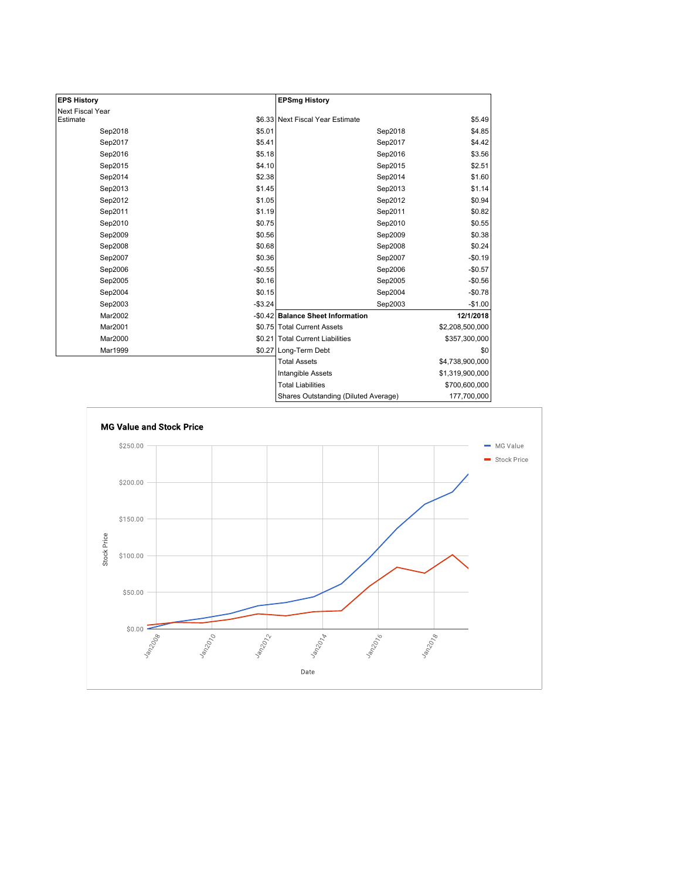| EPS History | |
|---|---|
| Next Fiscal Year Estimate | $6.33 |
| Sep2018 | $5.01 |
| Sep2017 | $5.41 |
| Sep2016 | $5.18 |
| Sep2015 | $4.10 |
| Sep2014 | $2.38 |
| Sep2013 | $1.45 |
| Sep2012 | $1.05 |
| Sep2011 | $1.19 |
| Sep2010 | $0.75 |
| Sep2009 | $0.56 |
| Sep2008 | $0.68 |
| Sep2007 | $0.36 |
| Sep2006 | -$0.55 |
| Sep2005 | $0.16 |
| Sep2004 | $0.15 |
| Sep2003 | -$3.24 |
| Mar2002 | -$0.42 |
| Mar2001 | $0.75 |
| Mar2000 | $0.21 |
| Mar1999 | $0.27 |

| EPSmg History | |
|---|---|
| Next Fiscal Year Estimate | $5.49 |
| Sep2018 | $4.85 |
| Sep2017 | $4.42 |
| Sep2016 | $3.56 |
| Sep2015 | $2.51 |
| Sep2014 | $1.60 |
| Sep2013 | $1.14 |
| Sep2012 | $0.94 |
| Sep2011 | $0.82 |
| Sep2010 | $0.55 |
| Sep2009 | $0.38 |
| Sep2008 | $0.24 |
| Sep2007 | -$0.19 |
| Sep2006 | -$0.57 |
| Sep2005 | -$0.56 |
| Sep2004 | -$0.78 |
| Sep2003 | -$1.00 |

| Balance Sheet Information | 12/1/2018 |
|---|---|
| Total Current Assets | $2,208,500,000 |
| Total Current Liabilities | $357,300,000 |
| Long-Term Debt | $0 |
| Total Assets | $4,738,900,000 |
| Intangible Assets | $1,319,900,000 |
| Total Liabilities | $700,600,000 |
| Shares Outstanding (Diluted Average) | 177,700,000 |

**MG Value and Stock Price**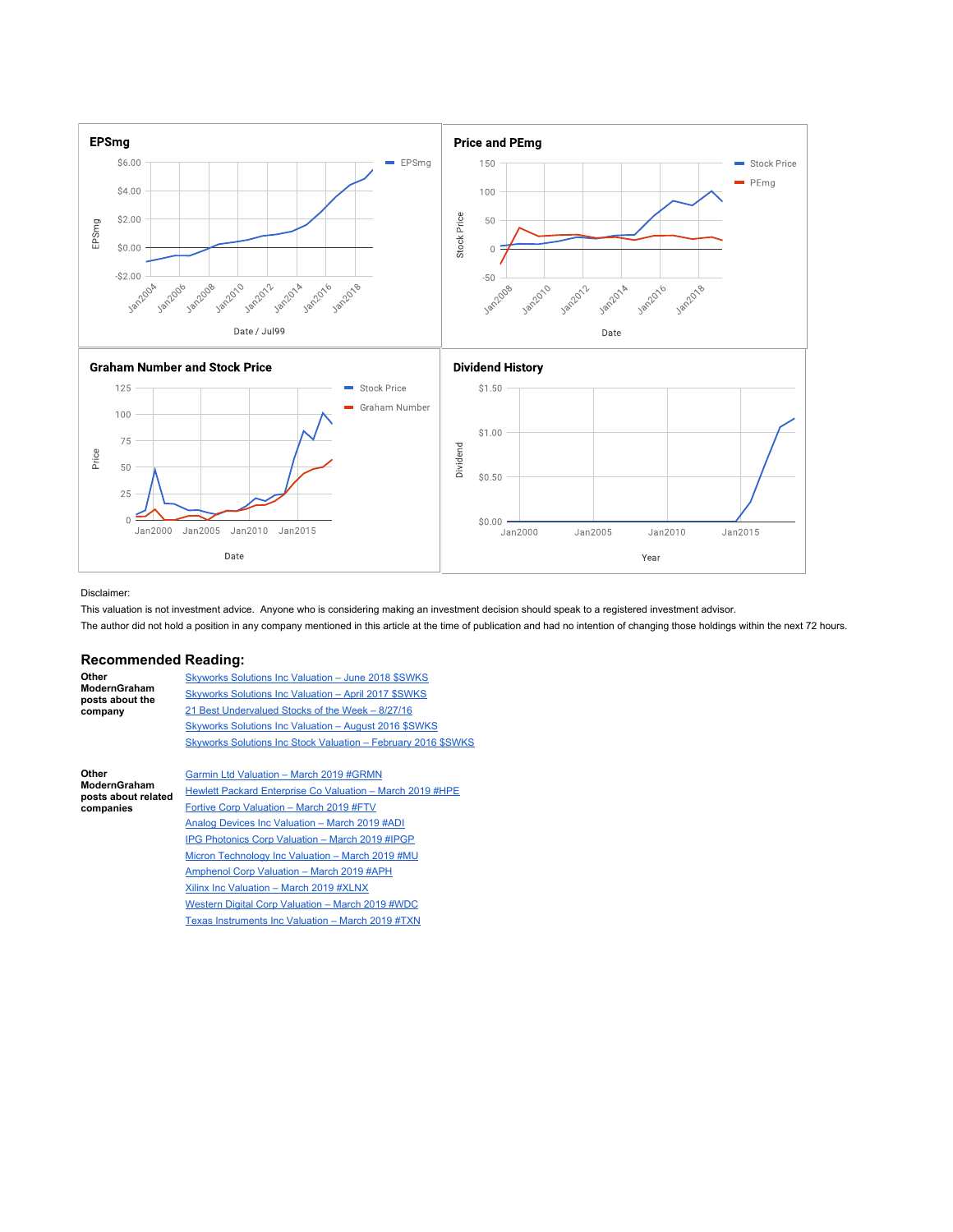**EPSmg**

$6.00
$4.00
$2.00
$0.00
-$2.00

EPSmg

Jan2004 Jan2006 Jan2008 Jan2010 Jan2012 Jan2014 Jan2016 Jan2018

Date / Jul99

**Price and PEmg**

150
100
50
0
-50

Stock Price

Stock Price
PEmg

Jan2008 Jan2010 Jan2012 Jan2014 Jan2016 Jan2018

Date

**Graham Number and Stock Price**

125
100
75
50
25
0

Price

Stock Price
Graham Number

Jan2000 Jan2005 Jan2010 Jan2015

Date

**Dividend History**

$1.50
$1.00
$0.50
$0.00

Dividend

Jan2000 Jan2005 Jan2010 Jan2015

Year

Disclaimer:

This valuation is not investment advice. Anyone who is considering making an investment decision should speak to a registered investment advisor.

The author did not hold a position in any company mentioned in this article at the time of publication and had no intention of changing those holdings within the next 72 hours.

## Recommended Reading:

**Other ModernGraham posts about the company**

- Skyworks Solutions Inc Valuation – June 2018 $SWKS
- Skyworks Solutions Inc Valuation – April 2017 $SWKS
- 21 Best Undervalued Stocks of the Week – 8/27/16
- Skyworks Solutions Inc Valuation – August 2016 $SWKS
- Skyworks Solutions Inc Stock Valuation – February 2016 $SWKS

**Other ModernGraham posts about related companies**

- Garmin Ltd Valuation – March 2019 #GRMN
- Hewlett Packard Enterprise Co Valuation – March 2019 #HPE
- Fortive Corp Valuation – March 2019 #FTV
- Analog Devices Inc Valuation – March 2019 #ADI
- IPG Photonics Corp Valuation – March 2019 #IPGP
- Micron Technology Inc Valuation – March 2019 #MU
- Amphenol Corp Valuation – March 2019 #APH
- Xilinx Inc Valuation – March 2019 #XLNX
- Western Digital Corp Valuation – March 2019 #WDC
- Texas Instruments Inc Valuation – March 2019 #TXN